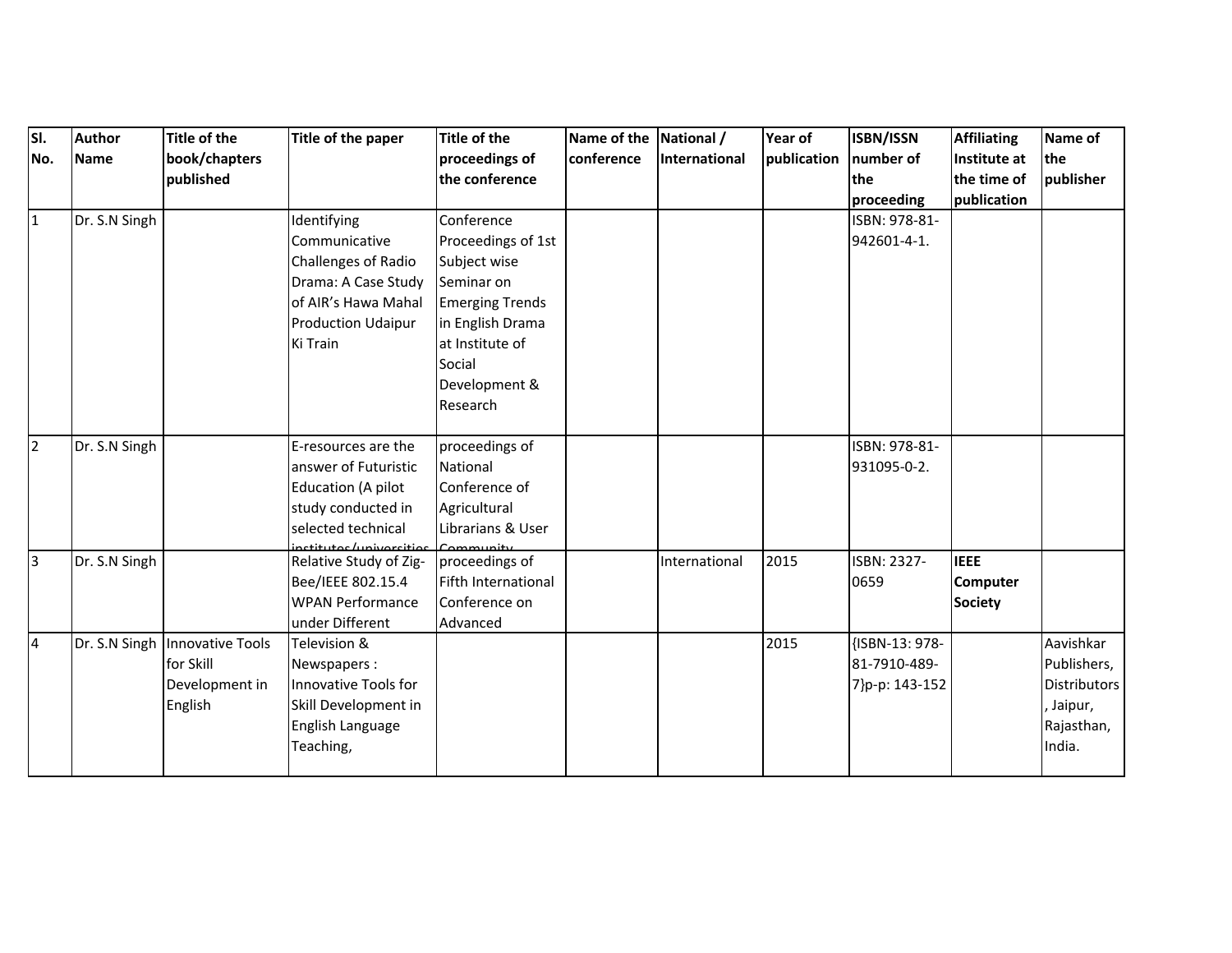| Sl. No. | Author Name | Title of the book/chapters published | Title of the paper | Title of the proceedings of the conference | Name of the conference | National / International | Year of publication | ISBN/ISSN number of the proceeding | Affiliating Institute at the time of publication | Name of the publisher |
|---|---|---|---|---|---|---|---|---|---|---|
| 1 | Dr. S.N Singh | | Identifying Communicative Challenges of Radio Drama: A Case Study of AIR's Hawa Mahal Production Udaipur Ki Train | Conference Proceedings of 1st Subject wise Seminar on Emerging Trends in English Drama at Institute of Social Development & Research | | | | ISBN: 978-81-942601-4-1. | | |
| 2 | Dr. S.N Singh | | E-resources are the answer of Futuristic Education (A pilot study conducted in selected technical institutes/universities | proceedings of National Conference of Agricultural Librarians & User Community | | | | ISBN: 978-81-931095-0-2. | | |
| 3 | Dr. S.N Singh | | Relative Study of Zig-Bee/IEEE 802.15.4 WPAN Performance under Different | proceedings of Fifth International Conference on Advanced | | International | 2015 | ISBN: 2327-0659 | **IEEE Computer Society** | |
| 4 | Dr. S.N Singh | Innovative Tools for Skill Development in English | Television & Newspapers : Innovative Tools for Skill Development in English Language Teaching, | | | | 2015 | {ISBN-13: 978-81-7910-489-7}p-p: 143-152 | | Aavishkar Publishers, Distributors, Jaipur, Rajasthan, India. |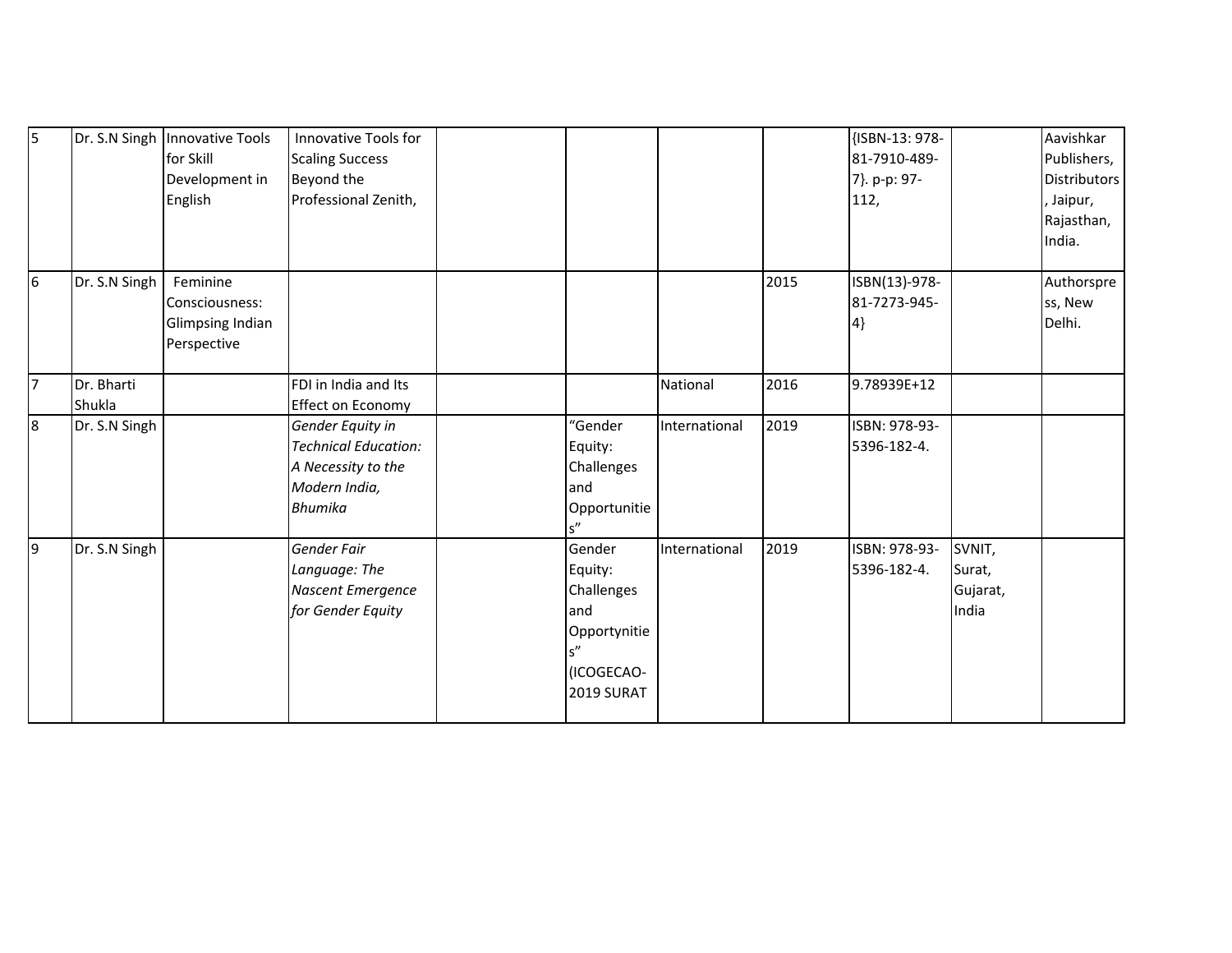| 5 | Dr. S.N Singh | Innovative Tools for Skill Development in English | Innovative Tools for Scaling Success Beyond the Professional Zenith, | | | | | {ISBN-13: 978-81-7910-489-7}. p-p: 97-112, | | Aavishkar Publishers, Distributors, Jaipur, Rajasthan, India. |
|---|---|---|---|---|---|---|---|---|---|---|
| 6 | Dr. S.N Singh | Feminine Consciousness: Glimpsing Indian Perspective | | | | | 2015 | ISBN(13)-978-81-7273-945-4} | | Authorspress, New Delhi. |
| 7 | Dr. Bharti Shukla | | FDI in India and Its Effect on Economy | | | National | 2016 | 9.78939E+12 | | |
| 8 | Dr. S.N Singh | | *Gender Equity in Technical Education: A Necessity to the Modern India, Bhumika* | | "Gender Equity: Challenges and Opportunities" | International | 2019 | ISBN: 978-93-5396-182-4. | | |
| 9 | Dr. S.N Singh | | *Gender Fair Language: The Nascent Emergence for Gender Equity* | | Gender Equity: Challenges and Opportynities" (ICOGECAO-2019 SURAT | International | 2019 | ISBN: 978-93-5396-182-4. | SVNIT, Surat, Gujarat, India | |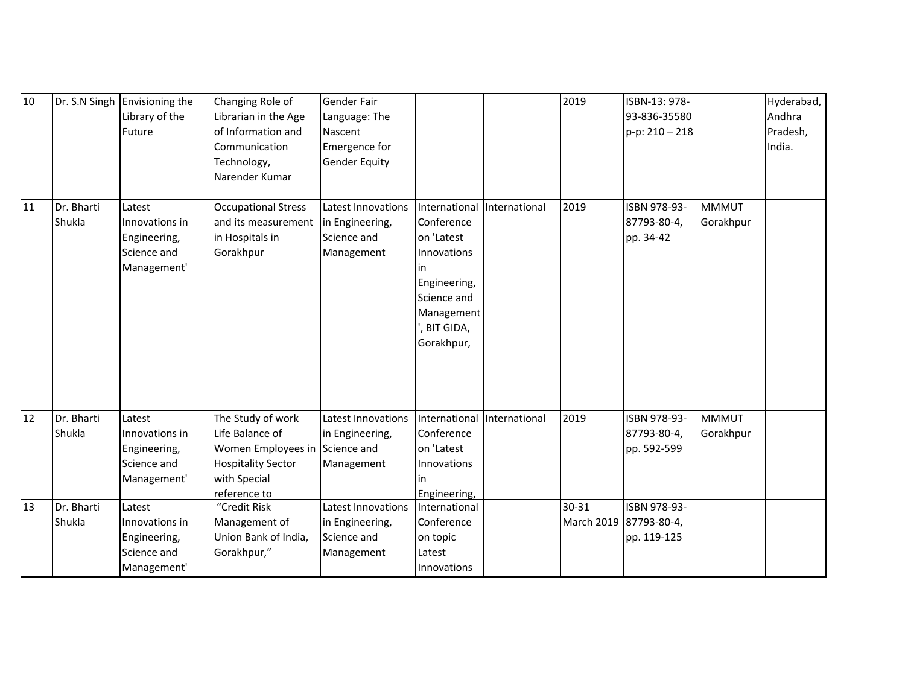| 10 | Dr. S.N Singh | Envisioning the Library of the Future | Changing Role of Librarian in the Age of Information and Communication Technology, Narender Kumar | Gender Fair Language: The Nascent Emergence for Gender Equity | | | 2019 | ISBN-13: 978-93-836-35580 p-p: 210 – 218 | | Hyderabad, Andhra Pradesh, India. |
|---|---|---|---|---|---|---|---|---|---|---|
| 11 | Dr. Bharti Shukla | Latest Innovations in Engineering, Science and Management' | Occupational Stress and its measurement in Hospitals in Gorakhpur | Latest Innovations in Engineering, Science and Management | International Conference on 'Latest Innovations in Engineering, Science and Management', BIT GIDA, Gorakhpur, | International | 2019 | ISBN 978-93-87793-80-4, pp. 34-42 | MMMUT Gorakhpur | |
| 12 | Dr. Bharti Shukla | Latest Innovations in Engineering, Science and Management' | The Study of work Life Balance of Women Employees in Hospitality Sector with Special reference to | Latest Innovations in Engineering, Science and Management | International Conference on 'Latest Innovations in Engineering, | International | 2019 | ISBN 978-93-87793-80-4, pp. 592-599 | MMMUT Gorakhpur | |
| 13 | Dr. Bharti Shukla | Latest Innovations in Engineering, Science and Management' | "Credit Risk Management of Union Bank of India, Gorakhpur," | Latest Innovations in Engineering, Science and Management | International Conference on topic Latest Innovations | | 30-31 March 2019 | ISBN 978-93-87793-80-4, pp. 119-125 | | |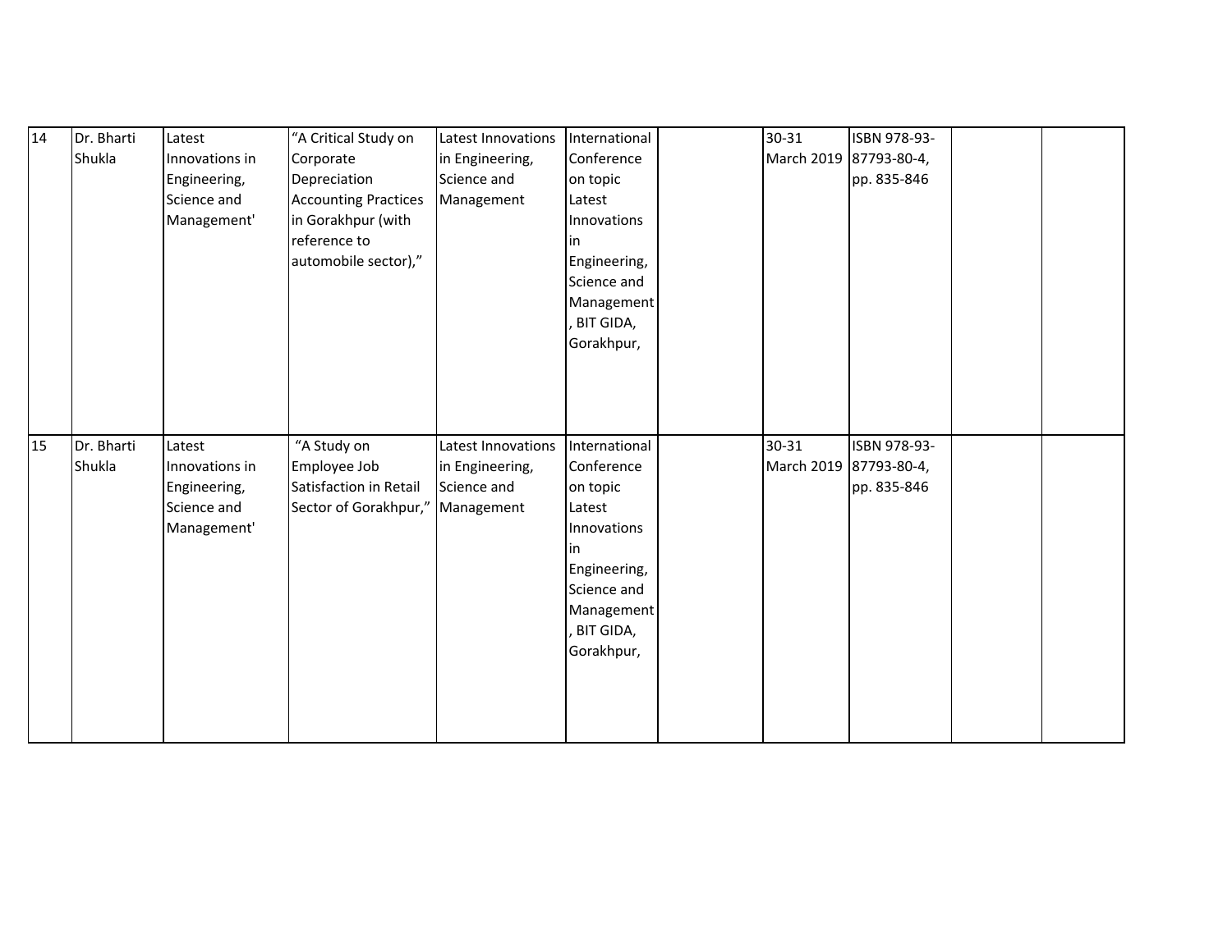| 14 | Dr. Bharti Shukla | Latest Innovations in Engineering, Science and Management' | "A Critical Study on Corporate Depreciation Accounting Practices in Gorakhpur (with reference to automobile sector)," | Latest Innovations in Engineering, Science and Management | International Conference on topic Latest Innovations in Engineering, Science and Management, BIT GIDA, Gorakhpur, | | 30-31 March 2019 | ISBN 978-93-87793-80-4, pp. 835-846 | | |
|---|---|---|---|---|---|---|---|---|---|---|
| 15 | Dr. Bharti Shukla | Latest Innovations in Engineering, Science and Management' | "A Study on Employee Job Satisfaction in Retail Sector of Gorakhpur," | Latest Innovations in Engineering, Science and Management | International Conference on topic Latest Innovations in Engineering, Science and Management, BIT GIDA, Gorakhpur, | | 30-31 March 2019 | ISBN 978-93-87793-80-4, pp. 835-846 | | |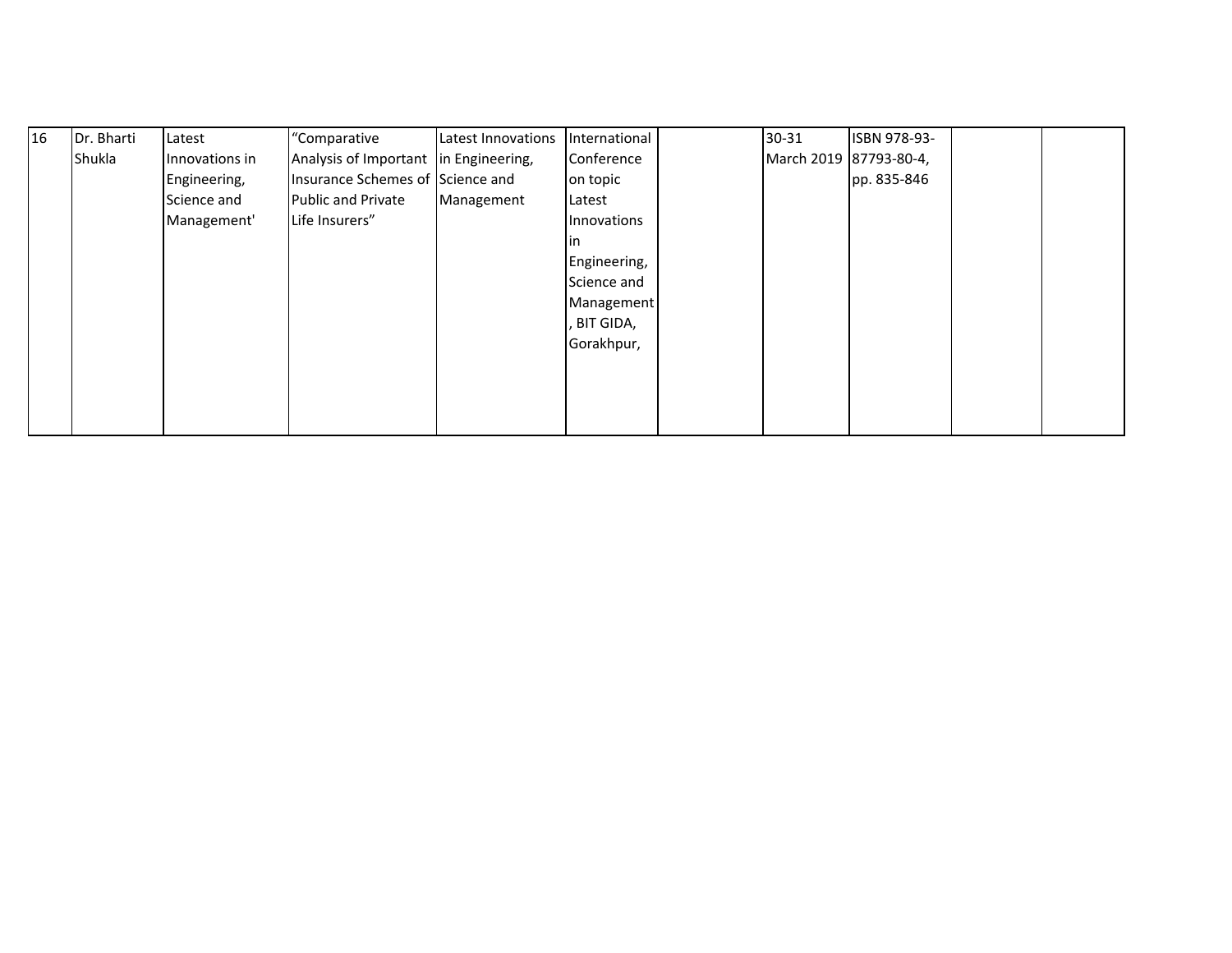| | | | | | | | | | | |
|---|---|---|---|---|---|---|---|---|---|---|
| 16 | Dr. Bharti Shukla | Latest Innovations in Engineering, Science and Management' | "Comparative Analysis of Important Insurance Schemes of Public and Private Life Insurers" | Latest Innovations in Engineering, Science and Management | International Conference on topic Latest Innovations in Engineering, Science and Management, BIT GIDA, Gorakhpur, | | 30-31 March 2019 | ISBN 978-93-87793-80-4, pp. 835-846 | | |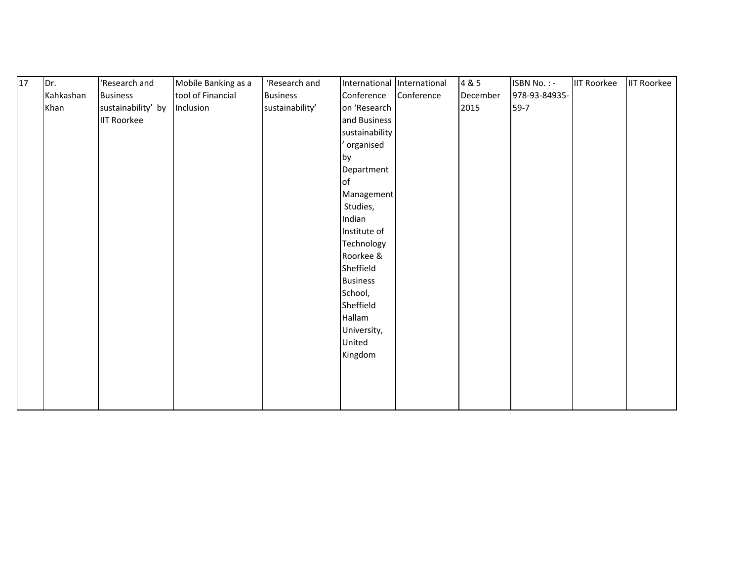| 17 | Dr. Kahkashan Khan | 'Research and Business sustainability' by IIT Roorkee | Mobile Banking as a tool of Financial Inclusion | 'Research and Business sustainability' | International Conference on 'Research and Business sustainability' organised by Department of Management Studies, Indian Institute of Technology Roorkee & Sheffield Business School, Sheffield Hallam University, United Kingdom | International Conference | 4 & 5 December 2015 | ISBN No. : - 978-93-84935-59-7 | IIT Roorkee | IIT Roorkee |
|---|---|---|---|---|---|---|---|---|---|---|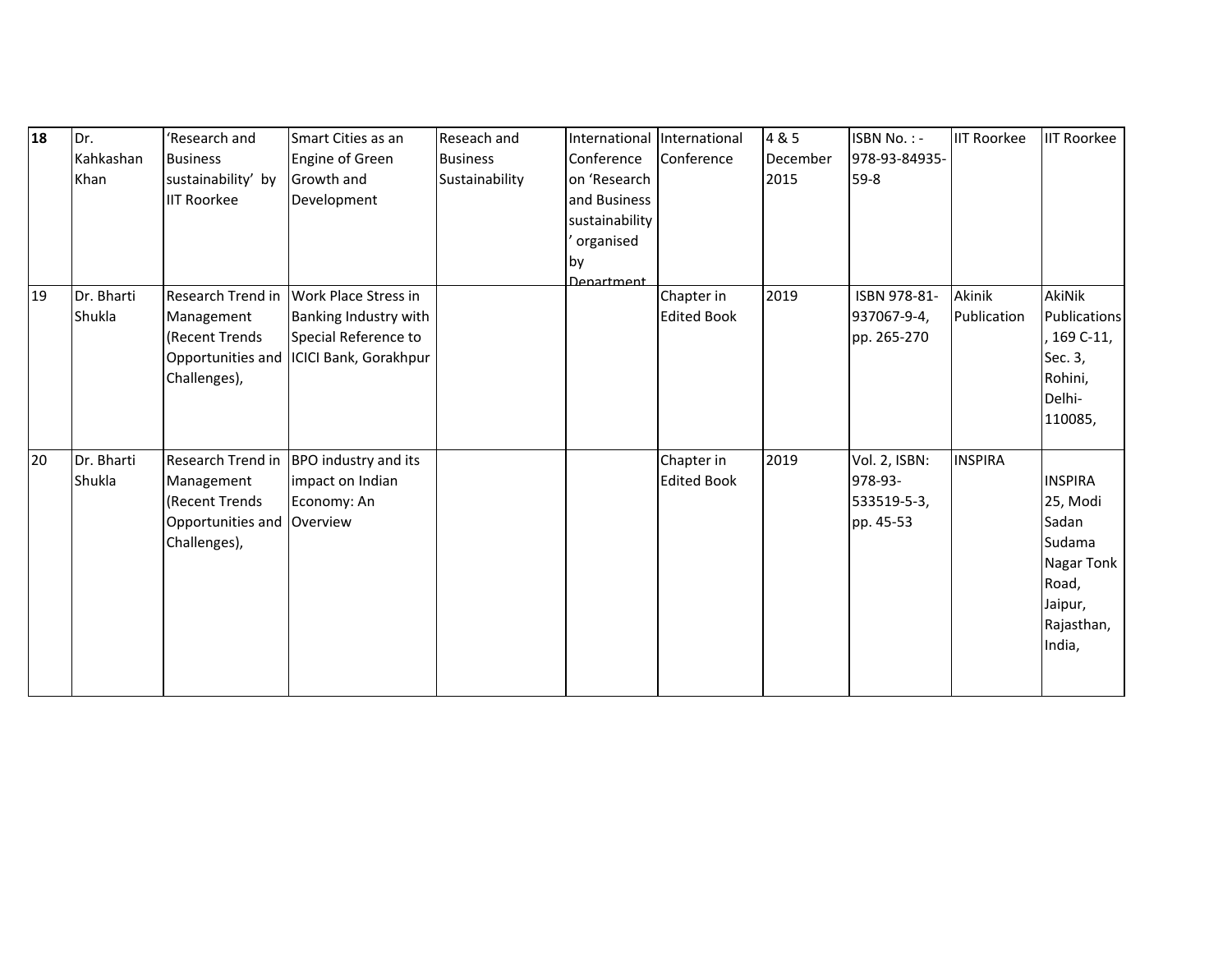| **18** | Dr. Kahkashan Khan | 'Research and Business sustainability' by IIT Roorkee | Smart Cities as an Engine of Green Growth and Development | Reseach and Business Sustainability | International Conference on 'Research and Business sustainability' organised by Department | International Conference | 4 & 5 December 2015 | ISBN No. : - 978-93-84935-59-8 | IIT Roorkee | IIT Roorkee |
|---|---|---|---|---|---|---|---|---|---|---|
| 19 | Dr. Bharti Shukla | Research Trend in Management (Recent Trends Opportunities and Challenges), | Work Place Stress in Banking Industry with Special Reference to ICICI Bank, Gorakhpur | | | Chapter in Edited Book | 2019 | ISBN 978-81-937067-9-4, pp. 265-270 | Akinik Publication | AkiNik Publications, 169 C-11, Sec. 3, Rohini, Delhi-110085, |
| 20 | Dr. Bharti Shukla | Research Trend in Management (Recent Trends Opportunities and Challenges), | BPO industry and its impact on Indian Economy: An Overview | | | Chapter in Edited Book | 2019 | Vol. 2, ISBN: 978-93-533519-5-3, pp. 45-53 | INSPIRA | INSPIRA 25, Modi Sadan Sudama Nagar Tonk Road, Jaipur, Rajasthan, India, |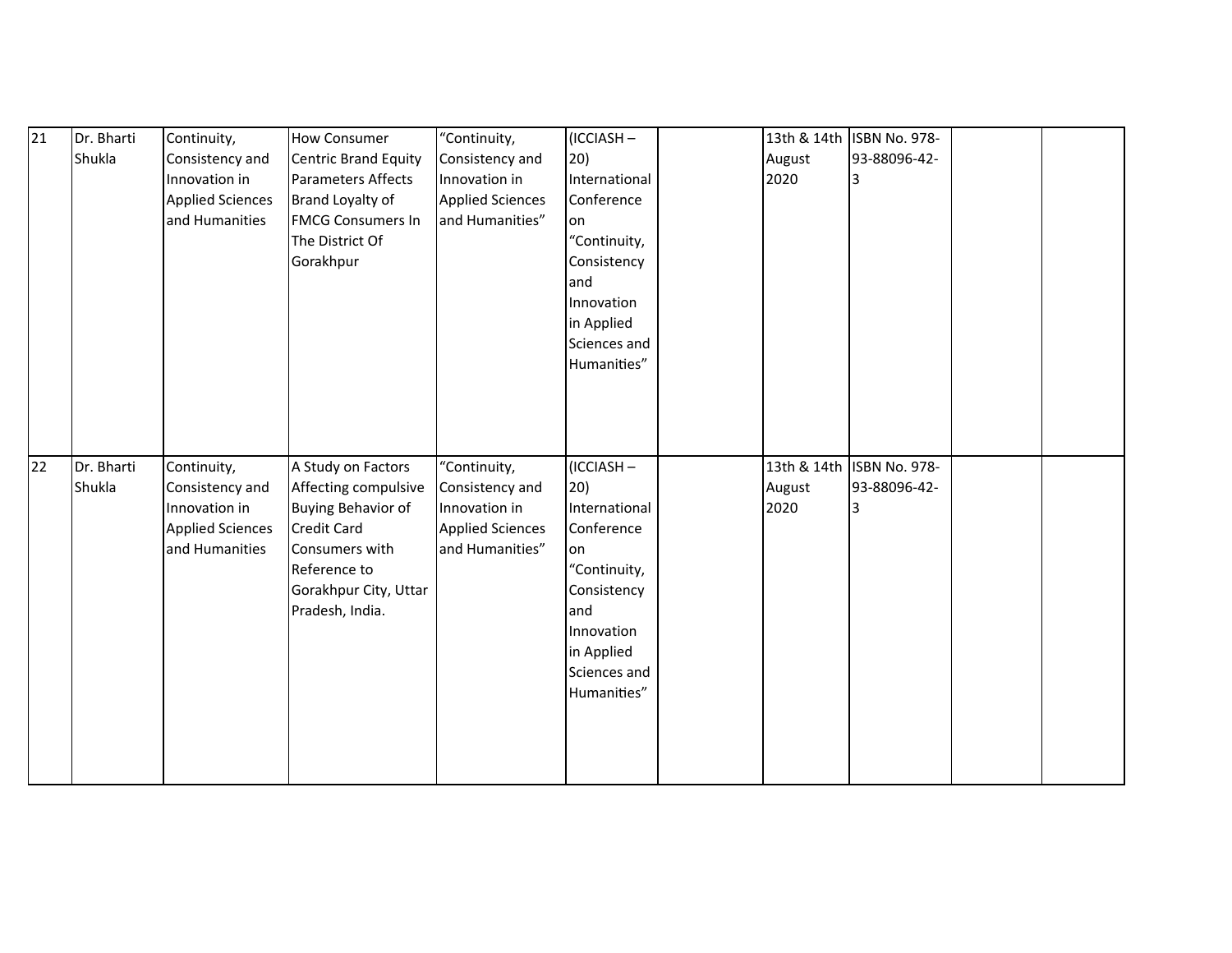| 21 | Dr. Bharti Shukla | Continuity, Consistency and Innovation in Applied Sciences and Humanities | How Consumer Centric Brand Equity Parameters Affects Brand Loyalty of FMCG Consumers In The District Of Gorakhpur | “Continuity, Consistency and Innovation in Applied Sciences and Humanities” | (ICCIASH – 20) International Conference on “Continuity, Consistency and Innovation in Applied Sciences and Humanities” | | 13th & 14th August 2020 | ISBN No. 978-93-88096-42-3 | | |
|---|---|---|---|---|---|---|---|---|---|---|
| 22 | Dr. Bharti Shukla | Continuity, Consistency and Innovation in Applied Sciences and Humanities | A Study on Factors Affecting compulsive Buying Behavior of Credit Card Consumers with Reference to Gorakhpur City, Uttar Pradesh, India. | “Continuity, Consistency and Innovation in Applied Sciences and Humanities” | (ICCIASH – 20) International Conference on “Continuity, Consistency and Innovation in Applied Sciences and Humanities” | | 13th & 14th August 2020 | ISBN No. 978-93-88096-42-3 | | |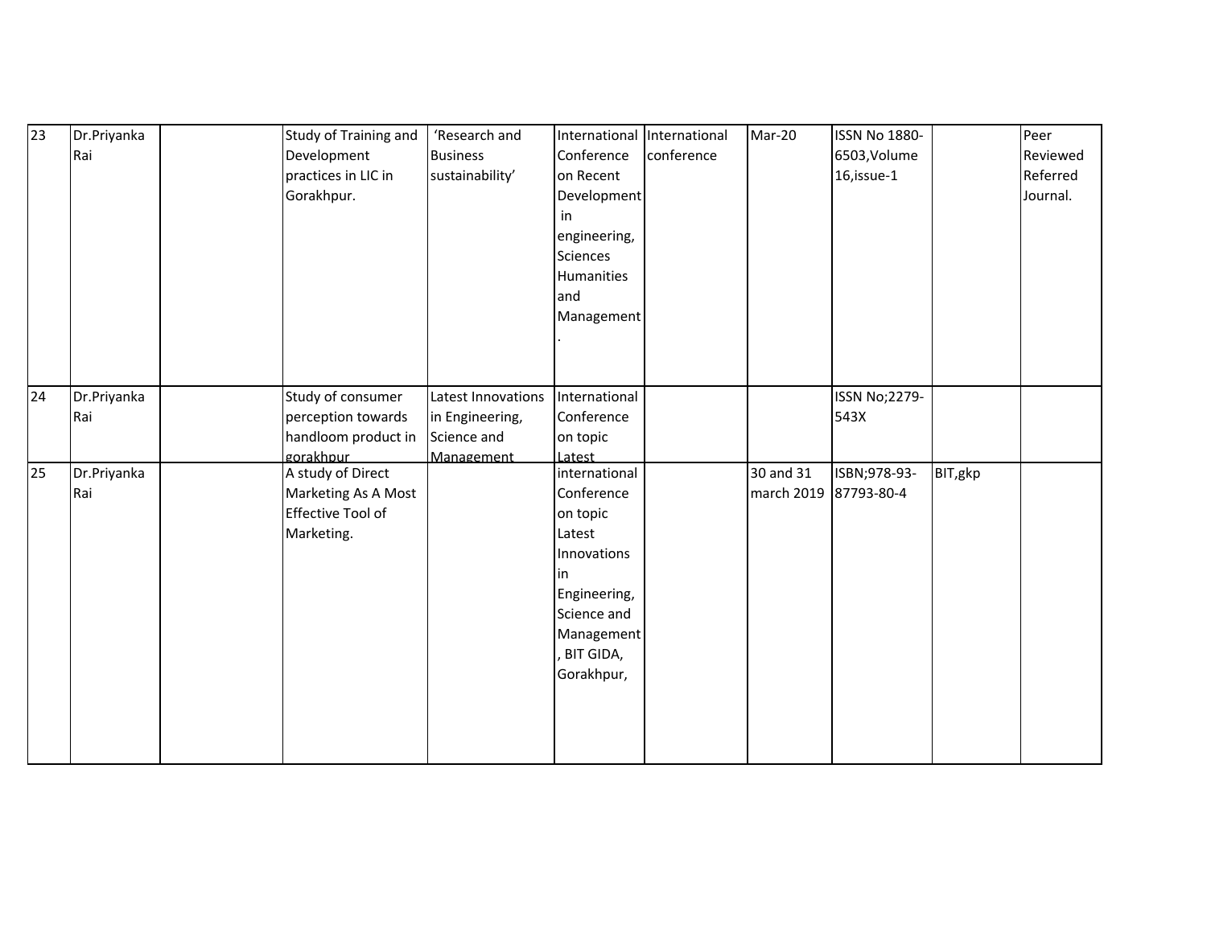| 23 | Dr.Priyanka Rai | | Study of Training and Development practices in LIC in Gorakhpur. | 'Research and Business sustainability' | International Conference on Recent Development in engineering, Sciences Humanities and Management. | International conference | Mar-20 | ISSN No 1880-6503,Volume 16,issue-1 | | Peer Reviewed Referred Journal. |
|---|---|---|---|---|---|---|---|---|---|---|
| 24 | Dr.Priyanka Rai | | Study of consumer perception towards handloom product in gorakhpur | Latest Innovations in Engineering, Science and Management | International Conference on topic Latest | | | ISSN No;2279-543X | | |
| 25 | Dr.Priyanka Rai | | A study of Direct Marketing As A Most Effective Tool of Marketing. | | international Conference on topic Latest Innovations in Engineering, Science and Management, BIT GIDA, Gorakhpur, | | 30 and 31 march 2019 | ISBN;978-93-87793-80-4 | BIT,gkp | |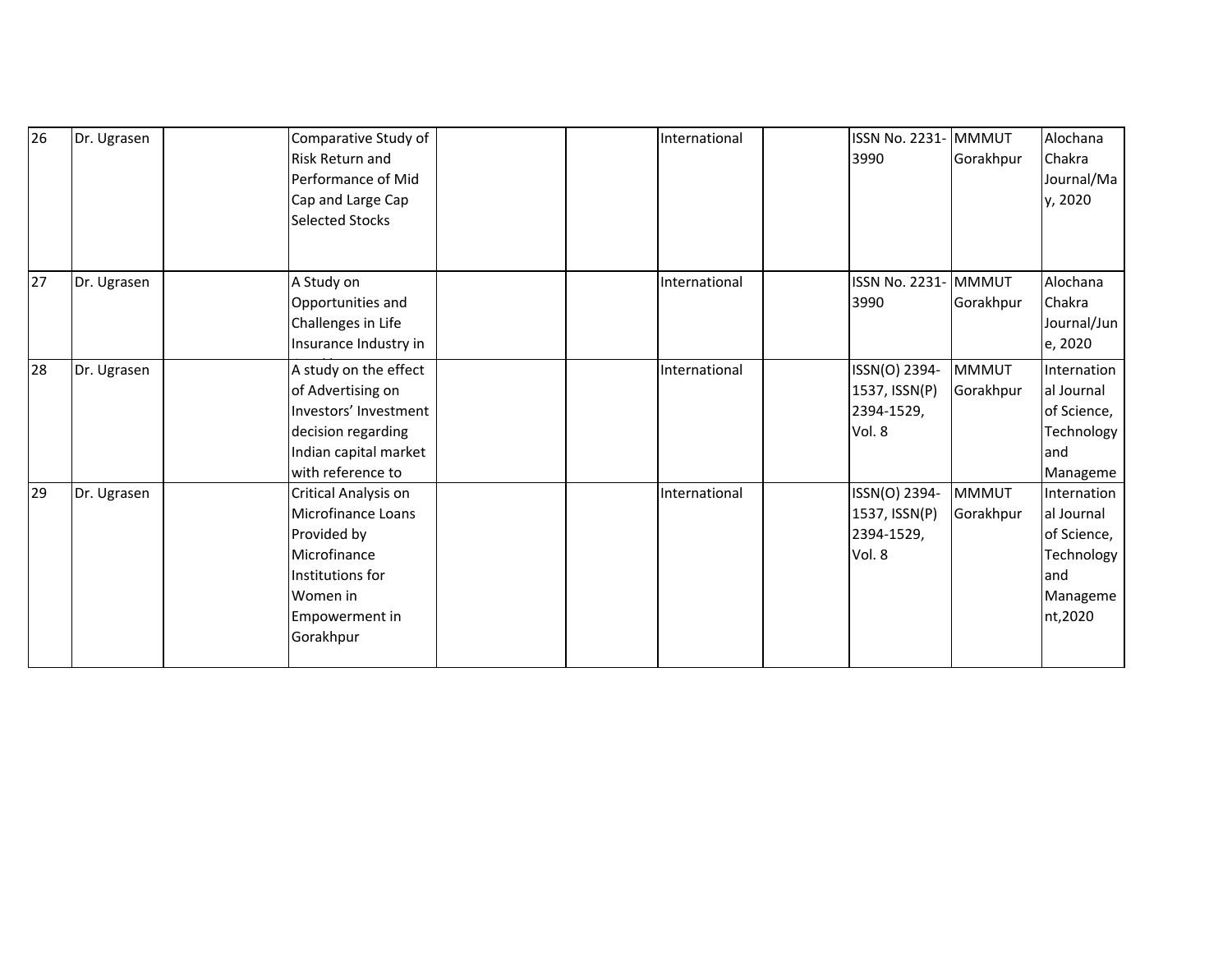| | | | | | | | | | | |
|---|---|---|---|---|---|---|---|---|---|---|
| 26 | Dr. Ugrasen | | Comparative Study of Risk Return and Performance of Mid Cap and Large Cap Selected Stocks | | | International | | ISSN No. 2231-3990 | MMMUT Gorakhpur | Alochana Chakra Journal/May, 2020 |
| 27 | Dr. Ugrasen | | A Study on Opportunities and Challenges in Life Insurance Industry in | | | International | | ISSN No. 2231-3990 | MMMUT Gorakhpur | Alochana Chakra Journal/June, 2020 |
| 28 | Dr. Ugrasen | | A study on the effect of Advertising on Investors' Investment decision regarding Indian capital market with reference to | | | International | | ISSN(O) 2394-1537, ISSN(P) 2394-1529, Vol. 8 | MMMUT Gorakhpur | International Journal of Science, Technology and Manageme |
| 29 | Dr. Ugrasen | | Critical Analysis on Microfinance Loans Provided by Microfinance Institutions for Women in Empowerment in Gorakhpur | | | International | | ISSN(O) 2394-1537, ISSN(P) 2394-1529, Vol. 8 | MMMUT Gorakhpur | International Journal of Science, Technology and Management,2020 |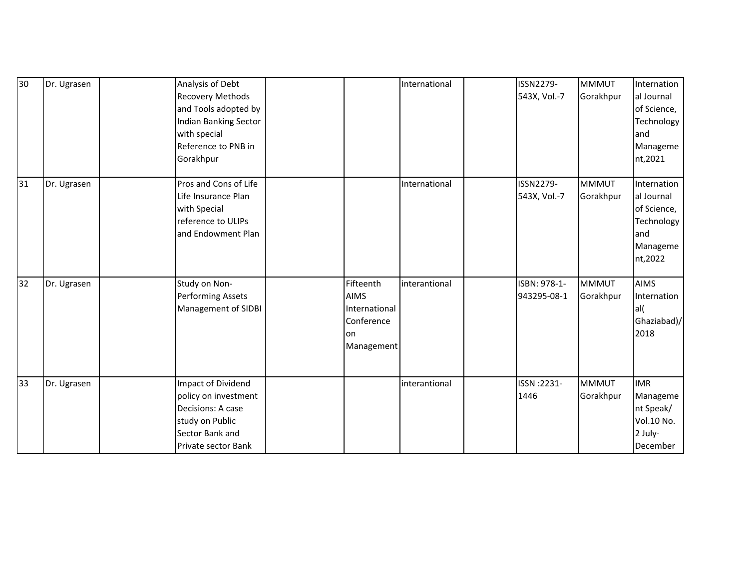| 30 | Dr. Ugrasen | | Analysis of Debt Recovery Methods and Tools adopted by Indian Banking Sector with special Reference to PNB in Gorakhpur | | | International | | ISSN2279-543X, Vol.-7 | MMMUT Gorakhpur | International Journal of Science, Technology and Management,2021 |
|---|---|---|---|---|---|---|---|---|---|---|
| 31 | Dr. Ugrasen | | Pros and Cons of Life Life Insurance Plan with Special reference to ULIPs and Endowment Plan | | | International | | ISSN2279-543X, Vol.-7 | MMMUT Gorakhpur | International Journal of Science, Technology and Management,2022 |
| 32 | Dr. Ugrasen | | Study on Non-Performing Assets Management of SIDBI | | Fifteenth AIMS International Conference on Management | interantional | | ISBN: 978-1-943295-08-1 | MMMUT Gorakhpur | AIMS International( Ghaziabad)/ 2018 |
| 33 | Dr. Ugrasen | | Impact of Dividend policy on investment Decisions: A case study on Public Sector Bank and Private sector Bank | | | interantional | | ISSN :2231-1446 | MMMUT Gorakhpur | IMR Management Speak/ Vol.10 No. 2 July-December |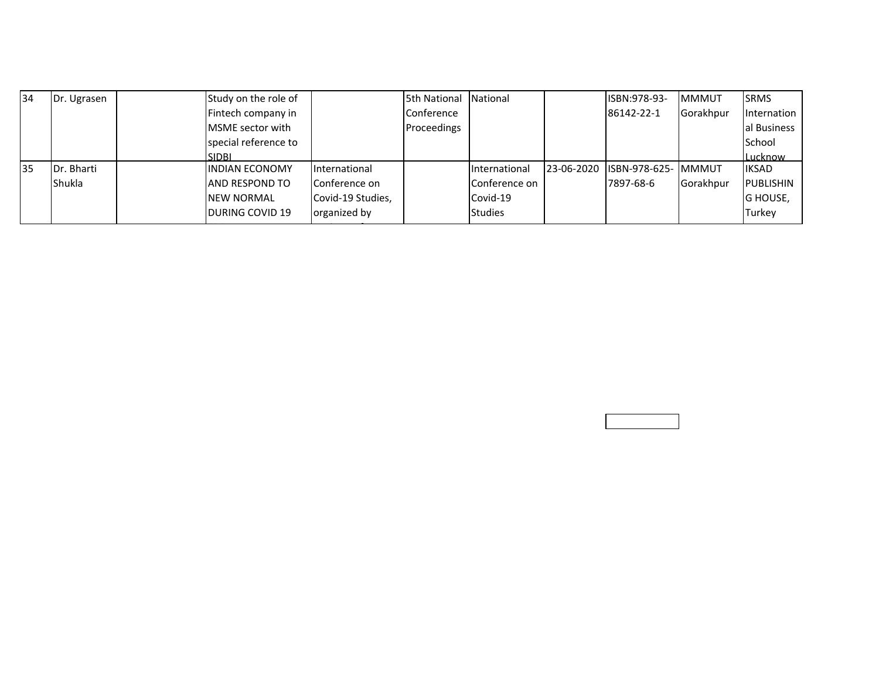| | | | | | | | | | | |
|---|---|---|---|---|---|---|---|---|---|---|
| 34 | Dr. Ugrasen | | Study on the role of Fintech company in MSME sector with special reference to SIDBI | | 5th National Conference Proceedings | National | | ISBN:978-93-86142-22-1 | MMMUT Gorakhpur | SRMS International Business School Lucknow |
| 35 | Dr. Bharti Shukla | | INDIAN ECONOMY AND RESPOND TO NEW NORMAL DURING COVID 19 | International Conference on Covid-19 Studies, organized by | | International Conference on Covid-19 Studies | 23-06-2020 | ISBN-978-625-7897-68-6 | MMMUT Gorakhpur | IKSAD PUBLISHING HOUSE, Turkey |